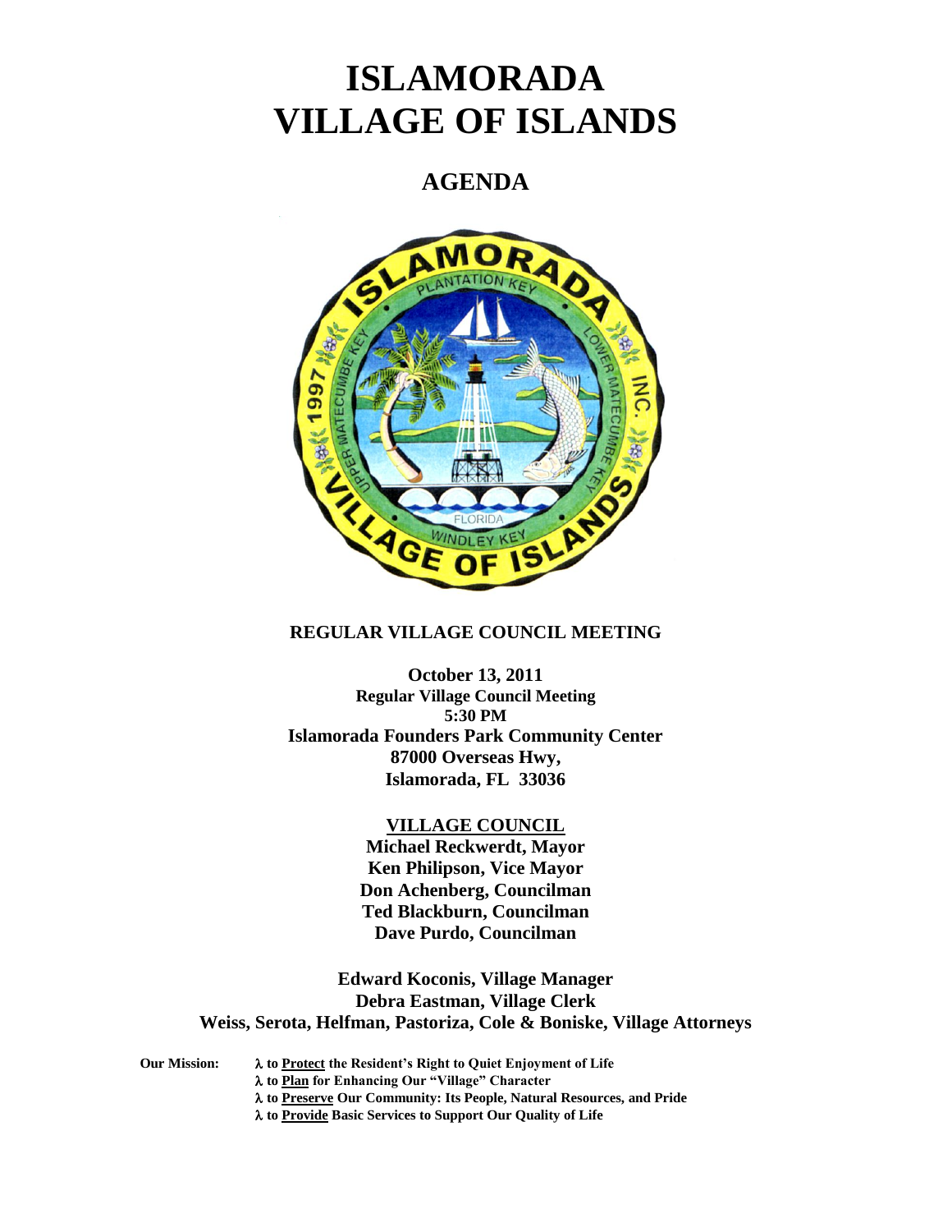# ISLAMORADA VILLAGE OF ISLANDS

## AGENDA

**REGULAR VILLAGE COUNCIL MEETING**

**October 13, 2011**
**Regular Village Council Meeting**
**5:30 PM**
**Islamorada Founders Park Community Center**
**87000 Overseas Hwy,**
**Islamorada, FL 33036**

**VILLAGE COUNCIL**
**Michael Reckwerdt, Mayor**
**Ken Philipson, Vice Mayor**
**Don Achenberg, Councilman**
**Ted Blackburn, Councilman**
**Dave Purdo, Councilman**

**Edward Koconis, Village Manager**
**Debra Eastman, Village Clerk**
**Weiss, Serota, Helfman, Pastoriza, Cole & Boniske, Village Attorneys**

**Our Mission:**

- **to Protect the Resident's Right to Quiet Enjoyment of Life**
- **to Plan for Enhancing Our "Village" Character**
- **to Preserve Our Community: Its People, Natural Resources, and Pride**
- **to Provide Basic Services to Support Our Quality of Life**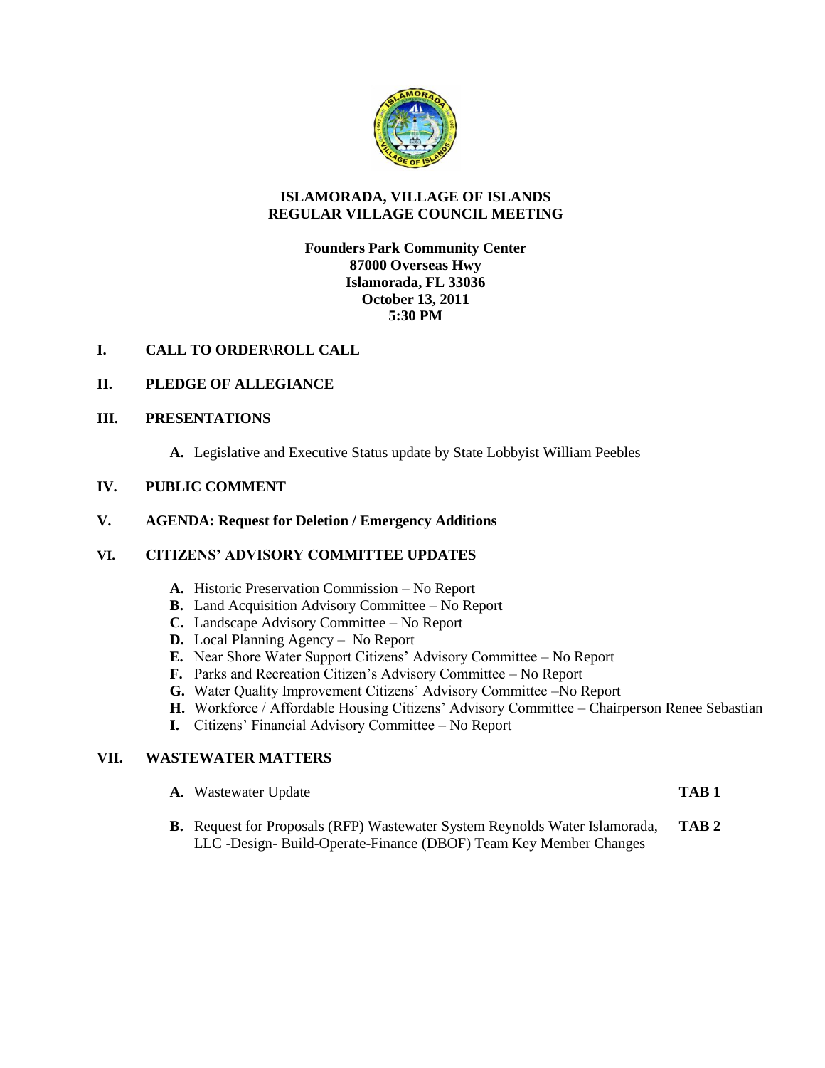# ISLAMORADA, VILLAGE OF ISLANDS
# REGULAR VILLAGE COUNCIL MEETING

**Founders Park Community Center**
**87000 Overseas Hwy**
**Islamorada, FL 33036**
**October 13, 2011**
**5:30 PM**

## I. CALL TO ORDER\ROLL CALL

## II. PLEDGE OF ALLEGIANCE

## III. PRESENTATIONS

- **A.** Legislative and Executive Status update by State Lobbyist William Peebles

## IV. PUBLIC COMMENT

## V. AGENDA: Request for Deletion / Emergency Additions

## VI. CITIZENS' ADVISORY COMMITTEE UPDATES

- **A.** Historic Preservation Commission – No Report
- **B.** Land Acquisition Advisory Committee – No Report
- **C.** Landscape Advisory Committee – No Report
- **D.** Local Planning Agency – No Report
- **E.** Near Shore Water Support Citizens' Advisory Committee – No Report
- **F.** Parks and Recreation Citizen's Advisory Committee – No Report
- **G.** Water Quality Improvement Citizens' Advisory Committee –No Report
- **H.** Workforce / Affordable Housing Citizens' Advisory Committee – Chairperson Renee Sebastian
- **I.** Citizens' Financial Advisory Committee – No Report

## VII. WASTEWATER MATTERS

- **A.** Wastewater Update **TAB 1**
- **B.** Request for Proposals (RFP) Wastewater System Reynolds Water Islamorada, LLC -Design- Build-Operate-Finance (DBOF) Team Key Member Changes **TAB 2**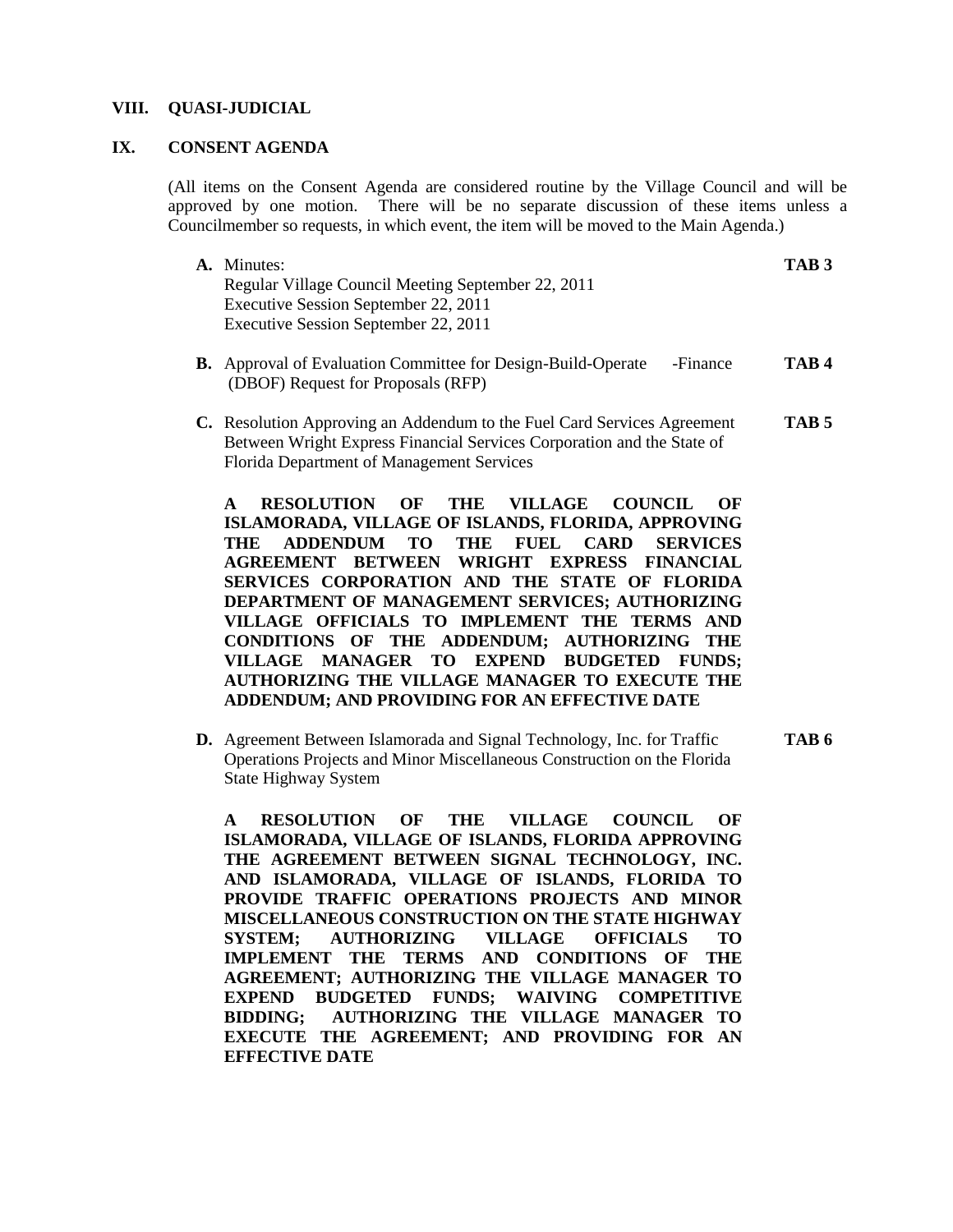## VIII. QUASI-JUDICIAL

## IX. CONSENT AGENDA

(All items on the Consent Agenda are considered routine by the Village Council and will be approved by one motion. There will be no separate discussion of these items unless a Councilmember so requests, in which event, the item will be moved to the Main Agenda.)

**A.** Minutes: **TAB 3**
Regular Village Council Meeting September 22, 2011
Executive Session September 22, 2011
Executive Session September 22, 2011

**B.** Approval of Evaluation Committee for Design-Build-Operate -Finance (DBOF) Request for Proposals (RFP) **TAB 4**

**C.** Resolution Approving an Addendum to the Fuel Card Services Agreement Between Wright Express Financial Services Corporation and the State of Florida Department of Management Services **TAB 5**

**A RESOLUTION OF THE VILLAGE COUNCIL OF ISLAMORADA, VILLAGE OF ISLANDS, FLORIDA, APPROVING THE ADDENDUM TO THE FUEL CARD SERVICES AGREEMENT BETWEEN WRIGHT EXPRESS FINANCIAL SERVICES CORPORATION AND THE STATE OF FLORIDA DEPARTMENT OF MANAGEMENT SERVICES; AUTHORIZING VILLAGE OFFICIALS TO IMPLEMENT THE TERMS AND CONDITIONS OF THE ADDENDUM; AUTHORIZING THE VILLAGE MANAGER TO EXPEND BUDGETED FUNDS; AUTHORIZING THE VILLAGE MANAGER TO EXECUTE THE ADDENDUM; AND PROVIDING FOR AN EFFECTIVE DATE**

**D.** Agreement Between Islamorada and Signal Technology, Inc. for Traffic Operations Projects and Minor Miscellaneous Construction on the Florida State Highway System **TAB 6**

**A RESOLUTION OF THE VILLAGE COUNCIL OF ISLAMORADA, VILLAGE OF ISLANDS, FLORIDA APPROVING THE AGREEMENT BETWEEN SIGNAL TECHNOLOGY, INC. AND ISLAMORADA, VILLAGE OF ISLANDS, FLORIDA TO PROVIDE TRAFFIC OPERATIONS PROJECTS AND MINOR MISCELLANEOUS CONSTRUCTION ON THE STATE HIGHWAY SYSTEM; AUTHORIZING VILLAGE OFFICIALS TO IMPLEMENT THE TERMS AND CONDITIONS OF THE AGREEMENT; AUTHORIZING THE VILLAGE MANAGER TO EXPEND BUDGETED FUNDS; WAIVING COMPETITIVE BIDDING; AUTHORIZING THE VILLAGE MANAGER TO EXECUTE THE AGREEMENT; AND PROVIDING FOR AN EFFECTIVE DATE**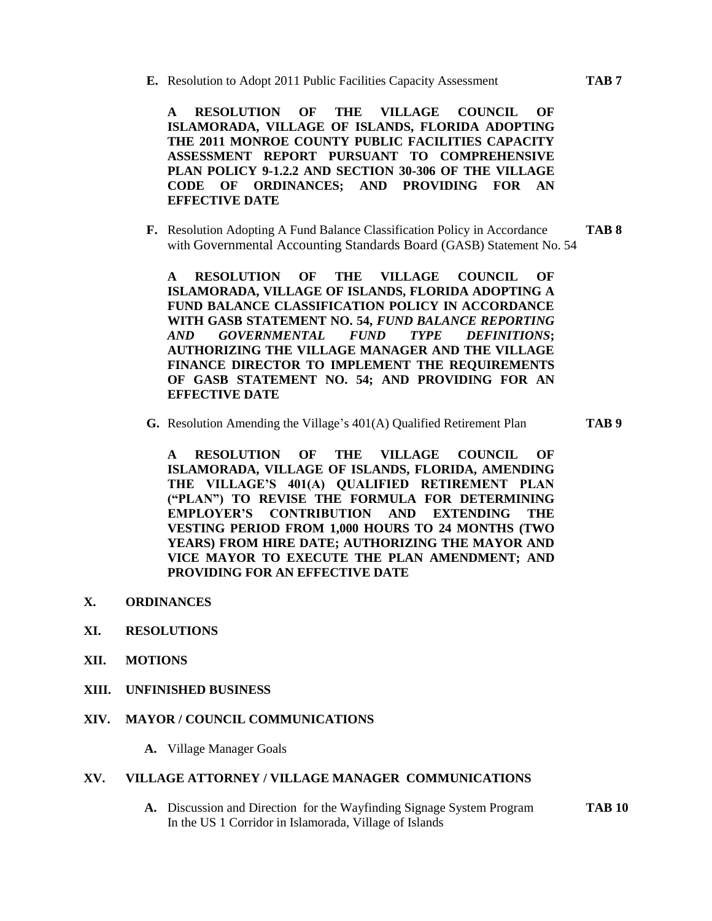**E.** Resolution to Adopt 2011 Public Facilities Capacity Assessment **TAB 7**

**A RESOLUTION OF THE VILLAGE COUNCIL OF ISLAMORADA, VILLAGE OF ISLANDS, FLORIDA ADOPTING THE 2011 MONROE COUNTY PUBLIC FACILITIES CAPACITY ASSESSMENT REPORT PURSUANT TO COMPREHENSIVE PLAN POLICY 9-1.2.2 AND SECTION 30-306 OF THE VILLAGE CODE OF ORDINANCES; AND PROVIDING FOR AN EFFECTIVE DATE**

**F.** Resolution Adopting A Fund Balance Classification Policy in Accordance with Governmental Accounting Standards Board (GASB) Statement No. 54 **TAB 8**

**A RESOLUTION OF THE VILLAGE COUNCIL OF ISLAMORADA, VILLAGE OF ISLANDS, FLORIDA ADOPTING A FUND BALANCE CLASSIFICATION POLICY IN ACCORDANCE WITH GASB STATEMENT NO. 54, *FUND BALANCE REPORTING AND GOVERNMENTAL FUND TYPE DEFINITIONS*; AUTHORIZING THE VILLAGE MANAGER AND THE VILLAGE FINANCE DIRECTOR TO IMPLEMENT THE REQUIREMENTS OF GASB STATEMENT NO. 54; AND PROVIDING FOR AN EFFECTIVE DATE**

**G.** Resolution Amending the Village's 401(A) Qualified Retirement Plan **TAB 9**

**A RESOLUTION OF THE VILLAGE COUNCIL OF ISLAMORADA, VILLAGE OF ISLANDS, FLORIDA, AMENDING THE VILLAGE'S 401(A) QUALIFIED RETIREMENT PLAN ("PLAN") TO REVISE THE FORMULA FOR DETERMINING EMPLOYER'S CONTRIBUTION AND EXTENDING THE VESTING PERIOD FROM 1,000 HOURS TO 24 MONTHS (TWO YEARS) FROM HIRE DATE; AUTHORIZING THE MAYOR AND VICE MAYOR TO EXECUTE THE PLAN AMENDMENT; AND PROVIDING FOR AN EFFECTIVE DATE**

## X. ORDINANCES

## XI. RESOLUTIONS

## XII. MOTIONS

## XIII. UNFINISHED BUSINESS

## XIV. MAYOR / COUNCIL COMMUNICATIONS

**A.** Village Manager Goals

## XV. VILLAGE ATTORNEY / VILLAGE MANAGER COMMUNICATIONS

**A.** Discussion and Direction for the Wayfinding Signage System Program In the US 1 Corridor in Islamorada, Village of Islands **TAB 10**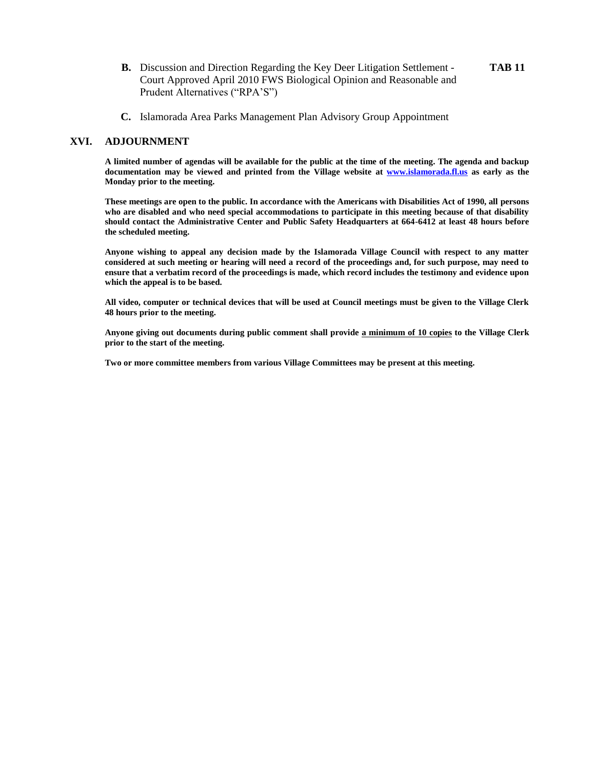**B.** Discussion and Direction Regarding the Key Deer Litigation Settlement - Court Approved April 2010 FWS Biological Opinion and Reasonable and Prudent Alternatives ("RPA'S") **TAB 11**

**C.** Islamorada Area Parks Management Plan Advisory Group Appointment

## XVI. ADJOURNMENT

**A limited number of agendas will be available for the public at the time of the meeting. The agenda and backup documentation may be viewed and printed from the Village website at [www.islamorada.fl.us](http://www.islamorada.fl.us) as early as the Monday prior to the meeting.**

**These meetings are open to the public. In accordance with the Americans with Disabilities Act of 1990, all persons who are disabled and who need special accommodations to participate in this meeting because of that disability should contact the Administrative Center and Public Safety Headquarters at 664-6412 at least 48 hours before the scheduled meeting.**

**Anyone wishing to appeal any decision made by the Islamorada Village Council with respect to any matter considered at such meeting or hearing will need a record of the proceedings and, for such purpose, may need to ensure that a verbatim record of the proceedings is made, which record includes the testimony and evidence upon which the appeal is to be based.**

**All video, computer or technical devices that will be used at Council meetings must be given to the Village Clerk 48 hours prior to the meeting.**

**Anyone giving out documents during public comment shall provide <u>a minimum of 10 copies</u> to the Village Clerk prior to the start of the meeting.**

**Two or more committee members from various Village Committees may be present at this meeting.**